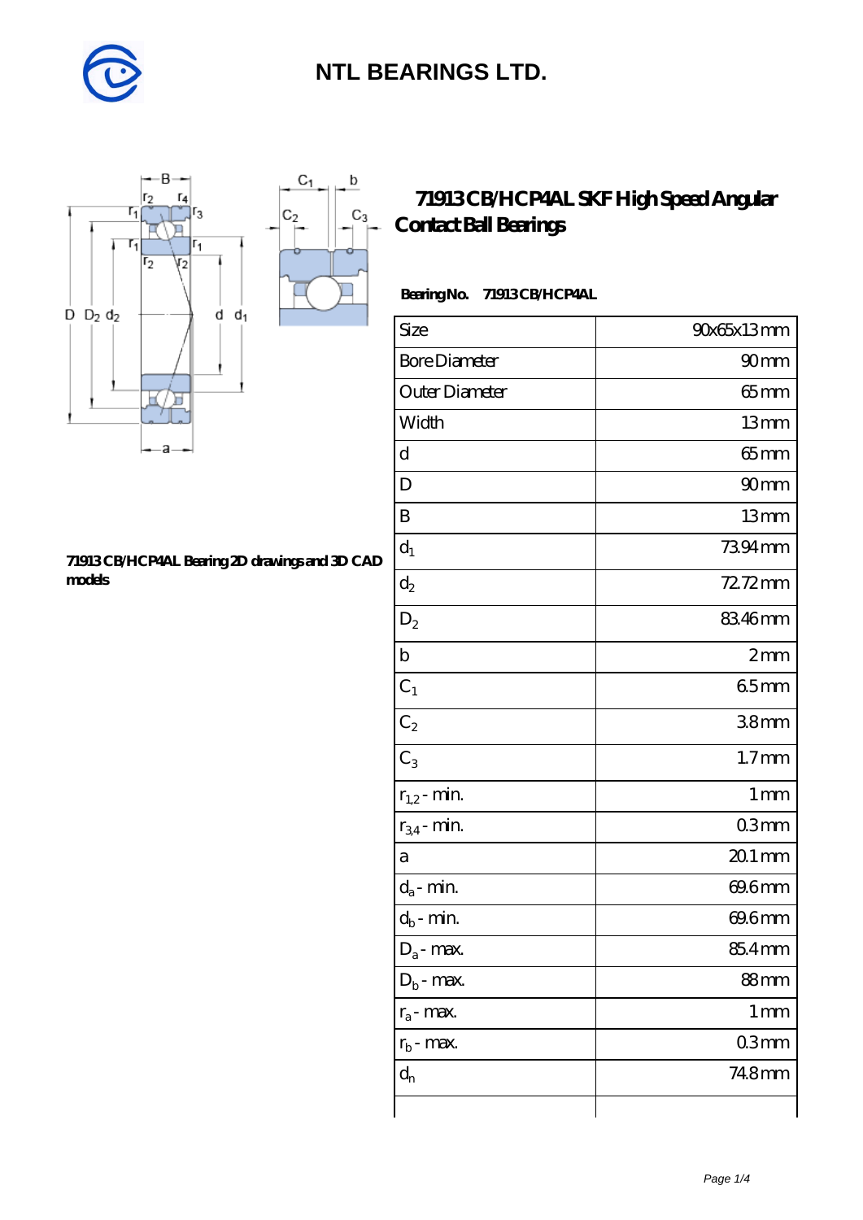# NTL BEARINGS LTD.

## 71913 CB/HCP4AL SKF High Speed Angular Contact Ball Bearings

**Bearing No. 71913 CB/HCP4AL**

| Size | 90x65x13 mm |
|---|---|
| Bore Diameter | 90 mm |
| Outer Diameter | 65 mm |
| Width | 13 mm |
| d | 65 mm |
| D | 90 mm |
| B | 13 mm |
| $d_1$ | 73.94 mm |
| $d_2$ | 72.72 mm |
| $D_2$ | 83.46 mm |
| b | 2 mm |
| $C_1$ | 6.5 mm |
| $C_2$ | 3.8 mm |
| $C_3$ | 1.7 mm |
| $r_{1,2}$ - min. | 1 mm |
| $r_{3,4}$ - min. | 0.3 mm |
| a | 20.1 mm |
| $d_a$ - min. | 69.6 mm |
| $d_b$ - min. | 69.6 mm |
| $D_a$ - max. | 85.4 mm |
| $D_b$ - max. | 88 mm |
| $r_a$ - max. | 1 mm |
| $r_b$ - max. | 0.3 mm |
| $d_n$ | 74.8 mm |

**71913 CB/HCP4AL Bearing 2D drawings and 3D CAD models**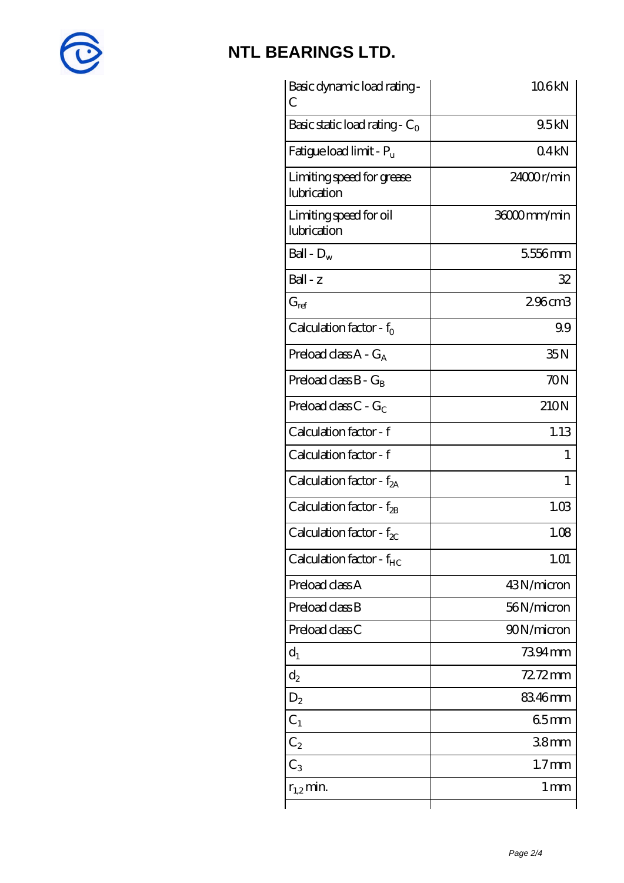# NTL BEARINGS LTD.

| | |
|---|---|
| Basic dynamic load rating - C | 10.6 kN |
| Basic static load rating - $C_0$ | 9.5 kN |
| Fatigue load limit - $P_u$ | 0.4 kN |
| Limiting speed for grease lubrication | 24000 r/min |
| Limiting speed for oil lubrication | 36000 mm/min |
| Ball - $D_w$ | 5.556 mm |
| Ball - z | 32 |
| $G_{ref}$ | 2.96 cm3 |
| Calculation factor - $f_0$ | 9.9 |
| Preload class A - $G_A$ | 35 N |
| Preload class B - $G_B$ | 70 N |
| Preload class C - $G_C$ | 210 N |
| Calculation factor - f | 1.13 |
| Calculation factor - f | 1 |
| Calculation factor - $f_{2A}$ | 1 |
| Calculation factor - $f_{2B}$ | 1.03 |
| Calculation factor - $f_{2C}$ | 1.08 |
| Calculation factor - $f_{HC}$ | 1.01 |
| Preload class A | 43 N/micron |
| Preload class B | 56 N/micron |
| Preload class C | 90 N/micron |
| $d_1$ | 73.94 mm |
| $d_2$ | 72.72 mm |
| $D_2$ | 83.46 mm |
| $C_1$ | 6.5 mm |
| $C_2$ | 3.8 mm |
| $C_3$ | 1.7 mm |
| $r_{1,2}$ min. | 1 mm |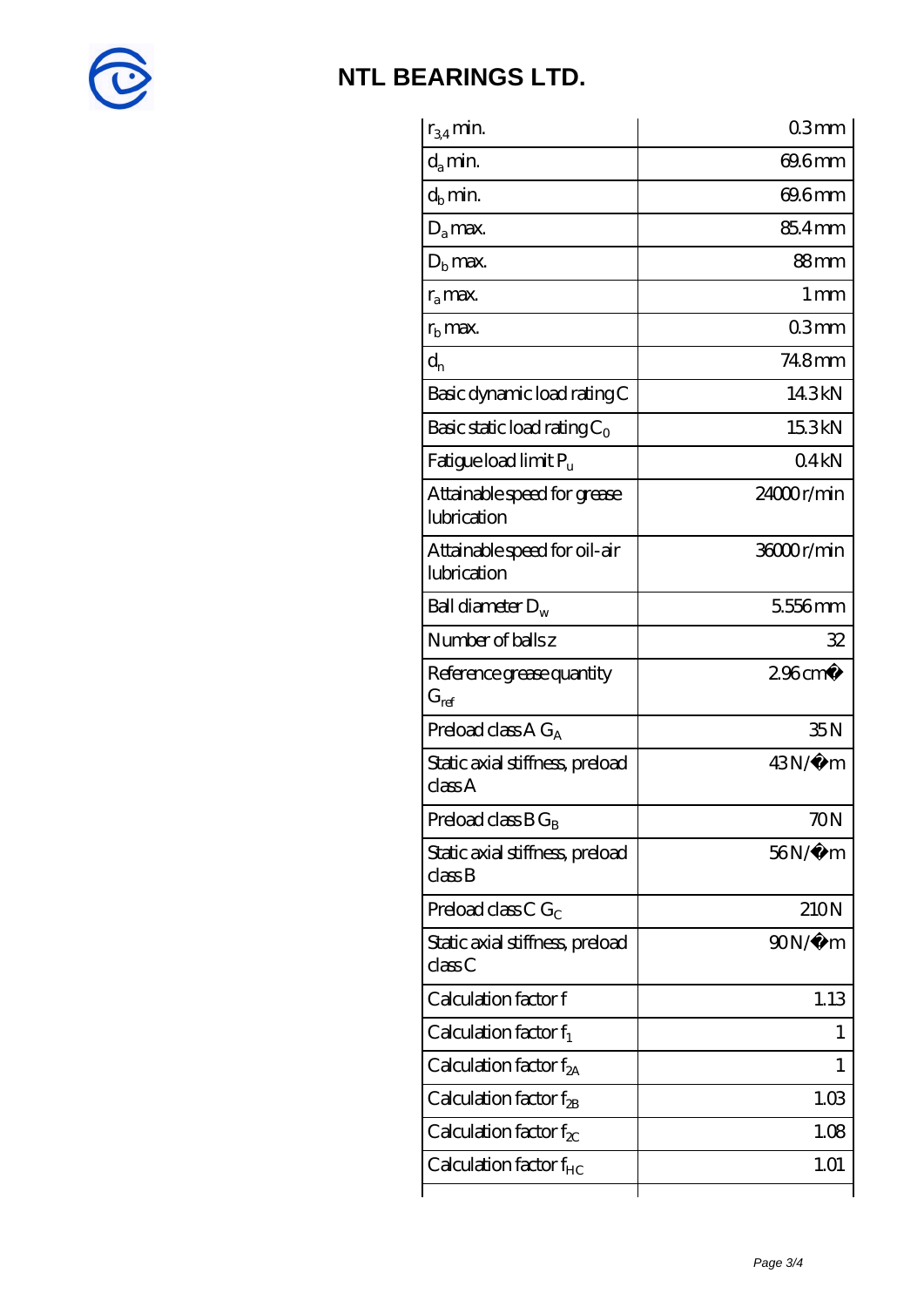## NTL BEARINGS LTD.

| | |
|---|---|
| $r_{3,4}$ min. | 0.3 mm |
| $d_a$ min. | 69.6 mm |
| $d_b$ min. | 69.6 mm |
| $D_a$ max. | 85.4 mm |
| $D_b$ max. | 88 mm |
| $r_a$ max. | 1 mm |
| $r_b$ max. | 0.3 mm |
| $d_n$ | 74.8 mm |
| Basic dynamic load rating C | 14.3 kN |
| Basic static load rating $C_0$ | 15.3 kN |
| Fatigue load limit $P_u$ | 0.4 kN |
| Attainable speed for grease lubrication | 24000 r/min |
| Attainable speed for oil-air lubrication | 36000 r/min |
| Ball diameter $D_w$ | 5.556 mm |
| Number of balls z | 32 |
| Reference grease quantity $G_{ref}$ | 2.96 cm� |
| Preload class A $G_A$ | 35 N |
| Static axial stiffness, preload class A | 43 N/�m |
| Preload class B $G_B$ | 70 N |
| Static axial stiffness, preload class B | 56 N/�m |
| Preload class C $G_C$ | 210 N |
| Static axial stiffness, preload class C | 90 N/�m |
| Calculation factor f | 1.13 |
| Calculation factor $f_1$ | 1 |
| Calculation factor $f_{2A}$ | 1 |
| Calculation factor $f_{2B}$ | 1.03 |
| Calculation factor $f_{2C}$ | 1.08 |
| Calculation factor $f_{HC}$ | 1.01 |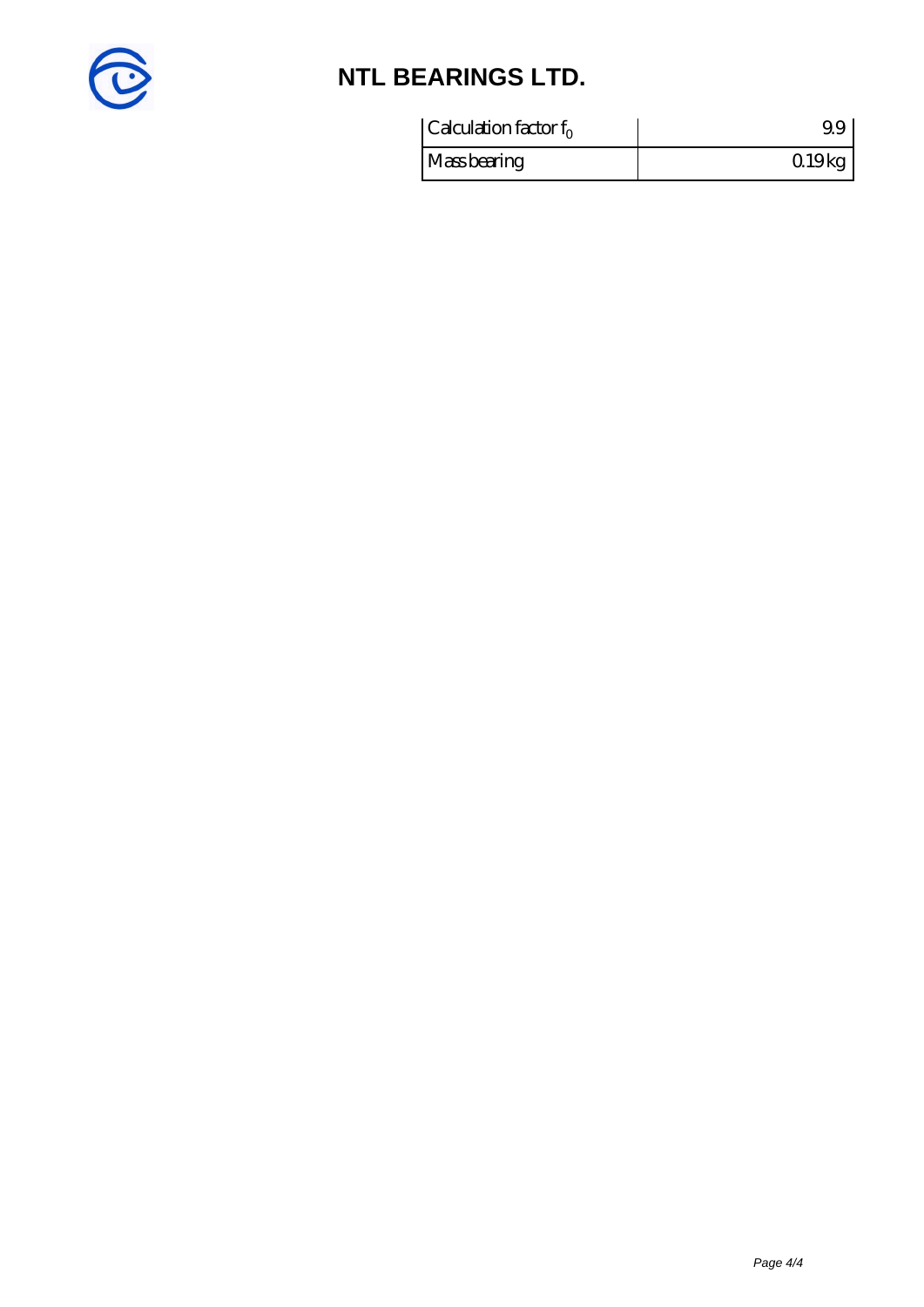| | |
|---|---|
| Calculation factor $f_0$ | 9.9 |
| Mass bearing | 0.19 kg |